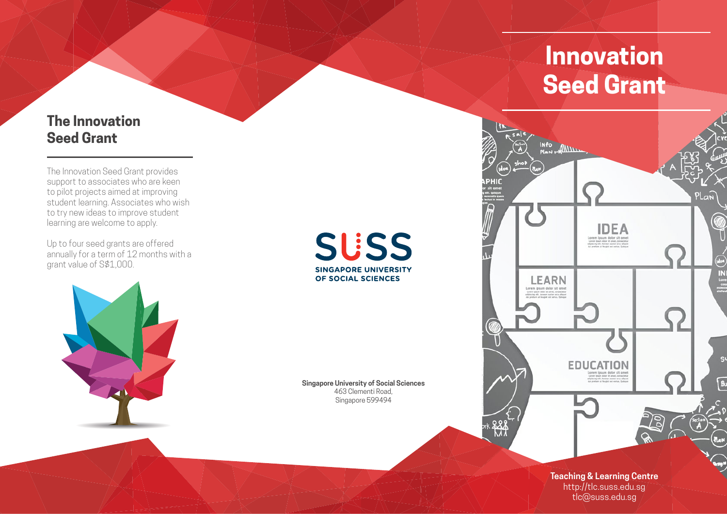# Innovation Seed Grant

## The Innovation Seed Grant

The Innovation Seed Grant provides support to associates who are keen to pilot projects aimed at improving student learning. Associates who wish to try new ideas to improve student learning are welcome to apply.

Up to four seed grants are offered annually for a term of 12 months with a grant value of S$1,000.

SUSS
SINGAPORE UNIVERSITY OF SOCIAL SCIENCES

**Singapore University of Social Sciences**
463 Clementi Road,
Singapore 599494

**Teaching & Learning Centre**
http://tlc.suss.edu.sg
tlc@suss.edu.sg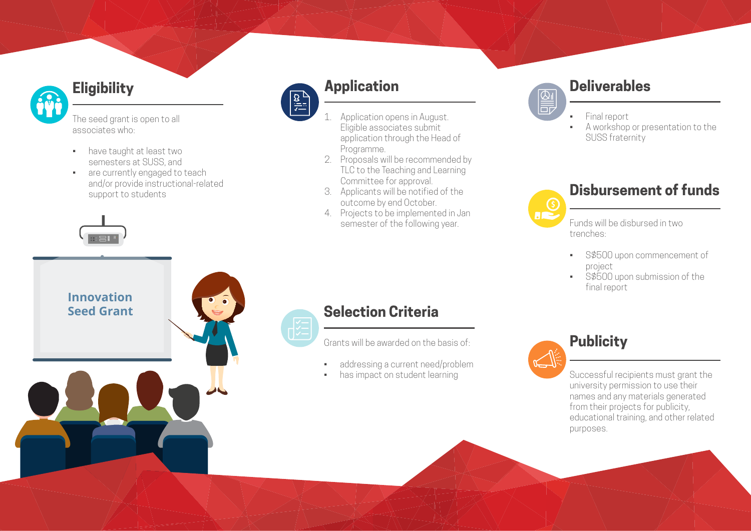## Eligibility

The seed grant is open to all associates who:

- have taught at least two semesters at SUSS, and
- are currently engaged to teach and/or provide instructional-related support to students

Innovation Seed Grant

## Application

1. Application opens in August. Eligible associates submit application through the Head of Programme.
2. Proposals will be recommended by TLC to the Teaching and Learning Committee for approval.
3. Applicants will be notified of the outcome by end October.
4. Projects to be implemented in Jan semester of the following year.

## Selection Criteria

Grants will be awarded on the basis of:

- addressing a current need/problem
- has impact on student learning

## Deliverables

- Final report
- A workshop or presentation to the SUSS fraternity

## Disbursement of funds

Funds will be disbursed in two trenches:

- S$500 upon commencement of project
- S$500 upon submission of the final report

## Publicity

Successful recipients must grant the university permission to use their names and any materials generated from their projects for publicity, educational training, and other related purposes.